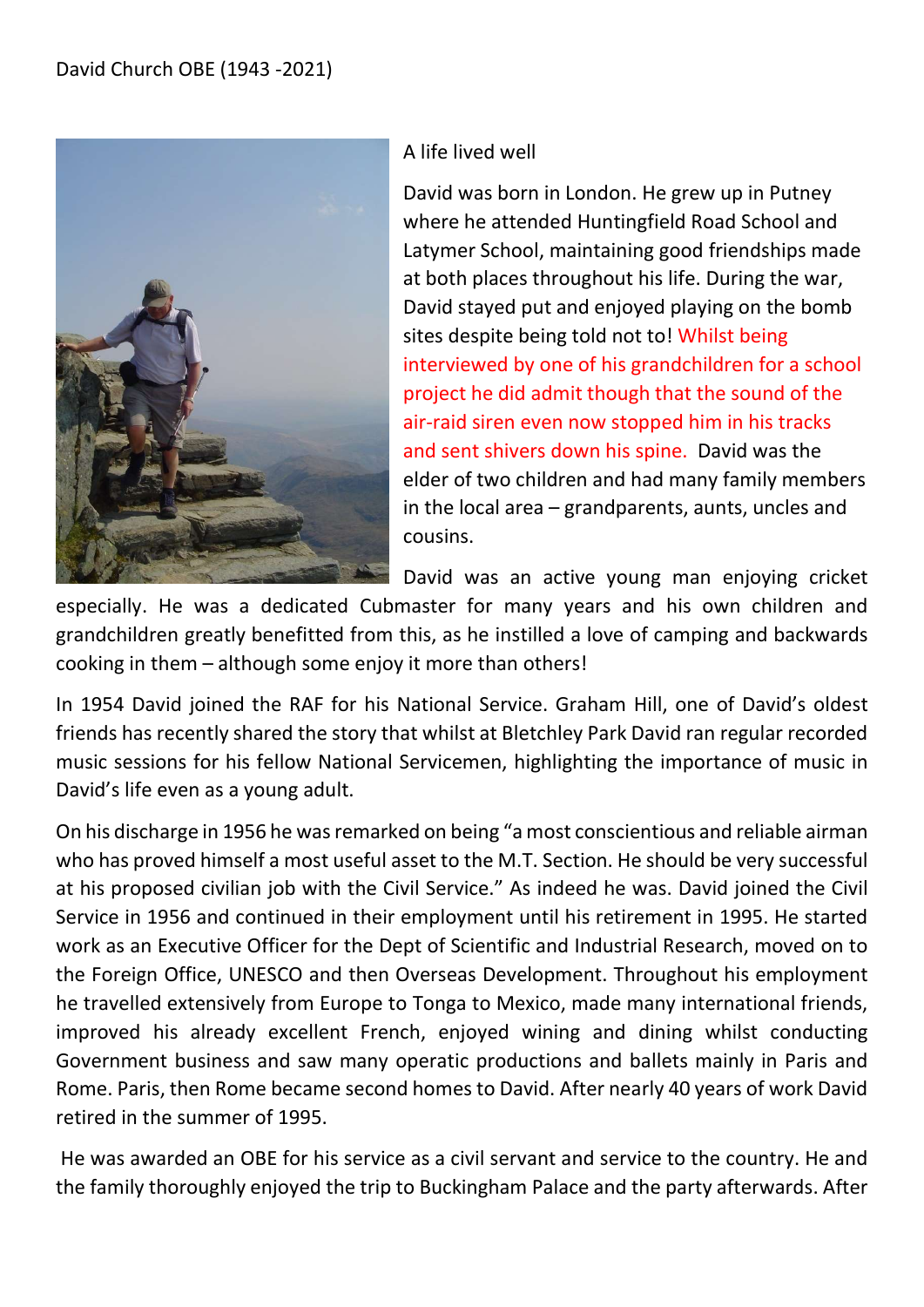David Church OBE (1943 -2021)

A life lived well

David was born in London. He grew up in Putney where he attended Huntingfield Road School and Latymer School, maintaining good friendships made at both places throughout his life. During the war, David stayed put and enjoyed playing on the bomb sites despite being told not to! Whilst being interviewed by one of his grandchildren for a school project he did admit though that the sound of the air-raid siren even now stopped him in his tracks and sent shivers down his spine. David was the elder of two children and had many family members in the local area – grandparents, aunts, uncles and cousins.

David was an active young man enjoying cricket especially. He was a dedicated Cubmaster for many years and his own children and grandchildren greatly benefitted from this, as he instilled a love of camping and backwards cooking in them – although some enjoy it more than others!

In 1954 David joined the RAF for his National Service. Graham Hill, one of David's oldest friends has recently shared the story that whilst at Bletchley Park David ran regular recorded music sessions for his fellow National Servicemen, highlighting the importance of music in David's life even as a young adult.

On his discharge in 1956 he was remarked on being "a most conscientious and reliable airman who has proved himself a most useful asset to the M.T. Section. He should be very successful at his proposed civilian job with the Civil Service." As indeed he was. David joined the Civil Service in 1956 and continued in their employment until his retirement in 1995. He started work as an Executive Officer for the Dept of Scientific and Industrial Research, moved on to the Foreign Office, UNESCO and then Overseas Development. Throughout his employment he travelled extensively from Europe to Tonga to Mexico, made many international friends, improved his already excellent French, enjoyed wining and dining whilst conducting Government business and saw many operatic productions and ballets mainly in Paris and Rome. Paris, then Rome became second homes to David. After nearly 40 years of work David retired in the summer of 1995.

He was awarded an OBE for his service as a civil servant and service to the country. He and the family thoroughly enjoyed the trip to Buckingham Palace and the party afterwards. After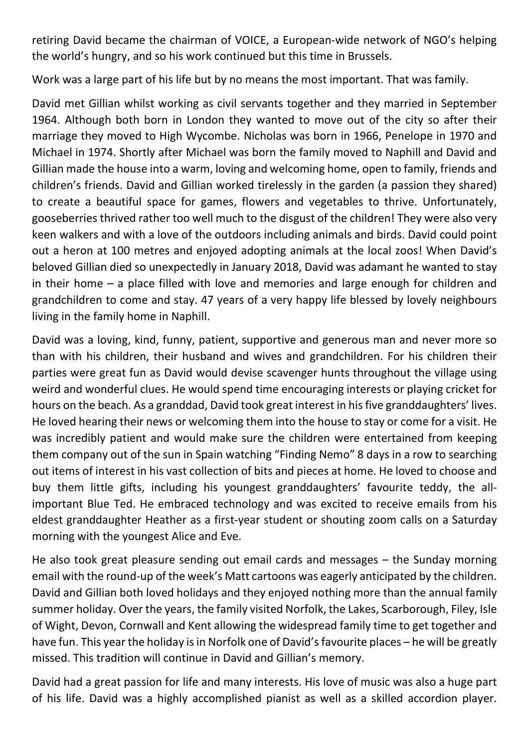retiring David became the chairman of VOICE, a European-wide network of NGO's helping the world's hungry, and so his work continued but this time in Brussels.

Work was a large part of his life but by no means the most important. That was family.

David met Gillian whilst working as civil servants together and they married in September 1964. Although both born in London they wanted to move out of the city so after their marriage they moved to High Wycombe. Nicholas was born in 1966, Penelope in 1970 and Michael in 1974. Shortly after Michael was born the family moved to Naphill and David and Gillian made the house into a warm, loving and welcoming home, open to family, friends and children's friends. David and Gillian worked tirelessly in the garden (a passion they shared) to create a beautiful space for games, flowers and vegetables to thrive. Unfortunately, gooseberries thrived rather too well much to the disgust of the children! They were also very keen walkers and with a love of the outdoors including animals and birds. David could point out a heron at 100 metres and enjoyed adopting animals at the local zoos! When David's beloved Gillian died so unexpectedly in January 2018, David was adamant he wanted to stay in their home – a place filled with love and memories and large enough for children and grandchildren to come and stay. 47 years of a very happy life blessed by lovely neighbours living in the family home in Naphill.

David was a loving, kind, funny, patient, supportive and generous man and never more so than with his children, their husband and wives and grandchildren. For his children their parties were great fun as David would devise scavenger hunts throughout the village using weird and wonderful clues. He would spend time encouraging interests or playing cricket for hours on the beach. As a granddad, David took great interest in his five granddaughters' lives. He loved hearing their news or welcoming them into the house to stay or come for a visit. He was incredibly patient and would make sure the children were entertained from keeping them company out of the sun in Spain watching "Finding Nemo" 8 days in a row to searching out items of interest in his vast collection of bits and pieces at home. He loved to choose and buy them little gifts, including his youngest granddaughters' favourite teddy, the all-important Blue Ted. He embraced technology and was excited to receive emails from his eldest granddaughter Heather as a first-year student or shouting zoom calls on a Saturday morning with the youngest Alice and Eve.

He also took great pleasure sending out email cards and messages – the Sunday morning email with the round-up of the week's Matt cartoons was eagerly anticipated by the children. David and Gillian both loved holidays and they enjoyed nothing more than the annual family summer holiday. Over the years, the family visited Norfolk, the Lakes, Scarborough, Filey, Isle of Wight, Devon, Cornwall and Kent allowing the widespread family time to get together and have fun. This year the holiday is in Norfolk one of David's favourite places – he will be greatly missed. This tradition will continue in David and Gillian's memory.

David had a great passion for life and many interests. His love of music was also a huge part of his life. David was a highly accomplished pianist as well as a skilled accordion player.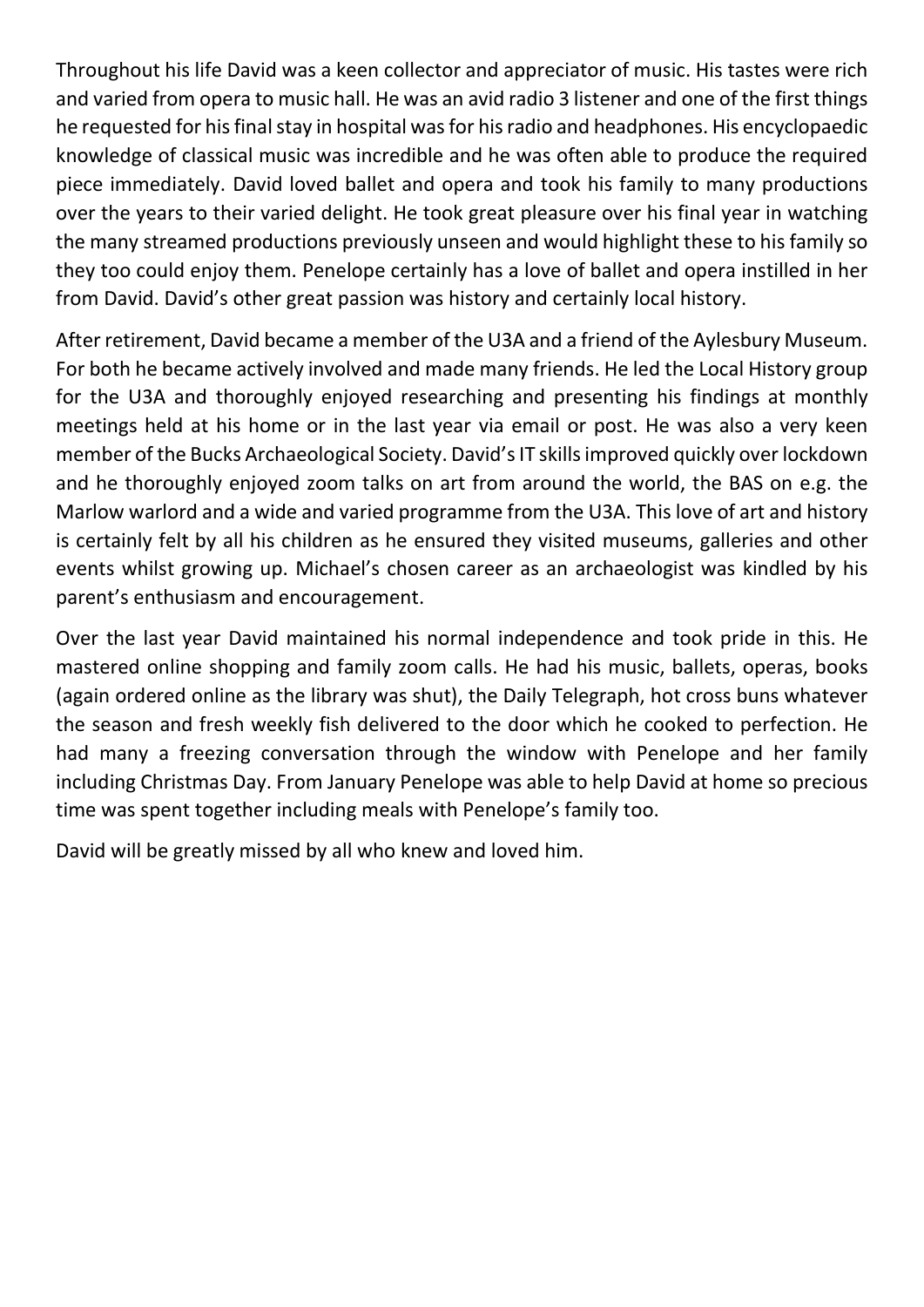Throughout his life David was a keen collector and appreciator of music. His tastes were rich and varied from opera to music hall. He was an avid radio 3 listener and one of the first things he requested for his final stay in hospital was for his radio and headphones. His encyclopaedic knowledge of classical music was incredible and he was often able to produce the required piece immediately. David loved ballet and opera and took his family to many productions over the years to their varied delight. He took great pleasure over his final year in watching the many streamed productions previously unseen and would highlight these to his family so they too could enjoy them. Penelope certainly has a love of ballet and opera instilled in her from David. David's other great passion was history and certainly local history.

After retirement, David became a member of the U3A and a friend of the Aylesbury Museum. For both he became actively involved and made many friends. He led the Local History group for the U3A and thoroughly enjoyed researching and presenting his findings at monthly meetings held at his home or in the last year via email or post. He was also a very keen member of the Bucks Archaeological Society. David's IT skills improved quickly over lockdown and he thoroughly enjoyed zoom talks on art from around the world, the BAS on e.g. the Marlow warlord and a wide and varied programme from the U3A. This love of art and history is certainly felt by all his children as he ensured they visited museums, galleries and other events whilst growing up. Michael's chosen career as an archaeologist was kindled by his parent's enthusiasm and encouragement.

Over the last year David maintained his normal independence and took pride in this. He mastered online shopping and family zoom calls. He had his music, ballets, operas, books (again ordered online as the library was shut), the Daily Telegraph, hot cross buns whatever the season and fresh weekly fish delivered to the door which he cooked to perfection. He had many a freezing conversation through the window with Penelope and her family including Christmas Day. From January Penelope was able to help David at home so precious time was spent together including meals with Penelope's family too.

David will be greatly missed by all who knew and loved him.